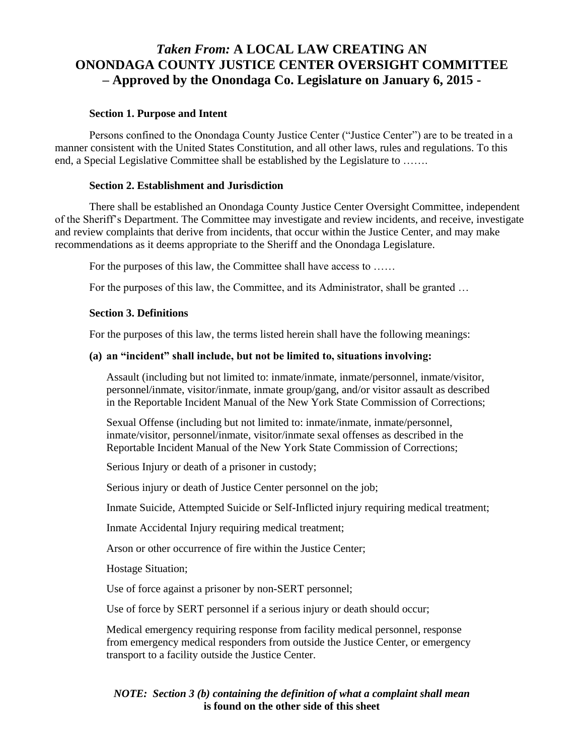# *Taken From:* A LOCAL LAW CREATING AN ONONDAGA COUNTY JUSTICE CENTER OVERSIGHT COMMITTEE – Approved by the Onondaga Co. Legislature on January 6, 2015 -

**Section 1. Purpose and Intent**

Persons confined to the Onondaga County Justice Center ("Justice Center") are to be treated in a manner consistent with the United States Constitution, and all other laws, rules and regulations. To this end, a Special Legislative Committee shall be established by the Legislature to …….

**Section 2. Establishment and Jurisdiction**

There shall be established an Onondaga County Justice Center Oversight Committee, independent of the Sheriff's Department. The Committee may investigate and review incidents, and receive, investigate and review complaints that derive from incidents, that occur within the Justice Center, and may make recommendations as it deems appropriate to the Sheriff and the Onondaga Legislature.

For the purposes of this law, the Committee shall have access to ……

For the purposes of this law, the Committee, and its Administrator, shall be granted …

**Section 3. Definitions**

For the purposes of this law, the terms listed herein shall have the following meanings:

**(a) an "incident" shall include, but not be limited to, situations involving:**

Assault (including but not limited to: inmate/inmate, inmate/personnel, inmate/visitor, personnel/inmate, visitor/inmate, inmate group/gang, and/or visitor assault as described in the Reportable Incident Manual of the New York State Commission of Corrections;

Sexual Offense (including but not limited to: inmate/inmate, inmate/personnel, inmate/visitor, personnel/inmate, visitor/inmate sexal offenses as described in the Reportable Incident Manual of the New York State Commission of Corrections;

Serious Injury or death of a prisoner in custody;

Serious injury or death of Justice Center personnel on the job;

Inmate Suicide, Attempted Suicide or Self-Inflicted injury requiring medical treatment;

Inmate Accidental Injury requiring medical treatment;

Arson or other occurrence of fire within the Justice Center;

Hostage Situation;

Use of force against a prisoner by non-SERT personnel;

Use of force by SERT personnel if a serious injury or death should occur;

Medical emergency requiring response from facility medical personnel, response from emergency medical responders from outside the Justice Center, or emergency transport to a facility outside the Justice Center.

***NOTE: Section 3 (b) containing the definition of what a complaint shall mean* is found on the other side of this sheet**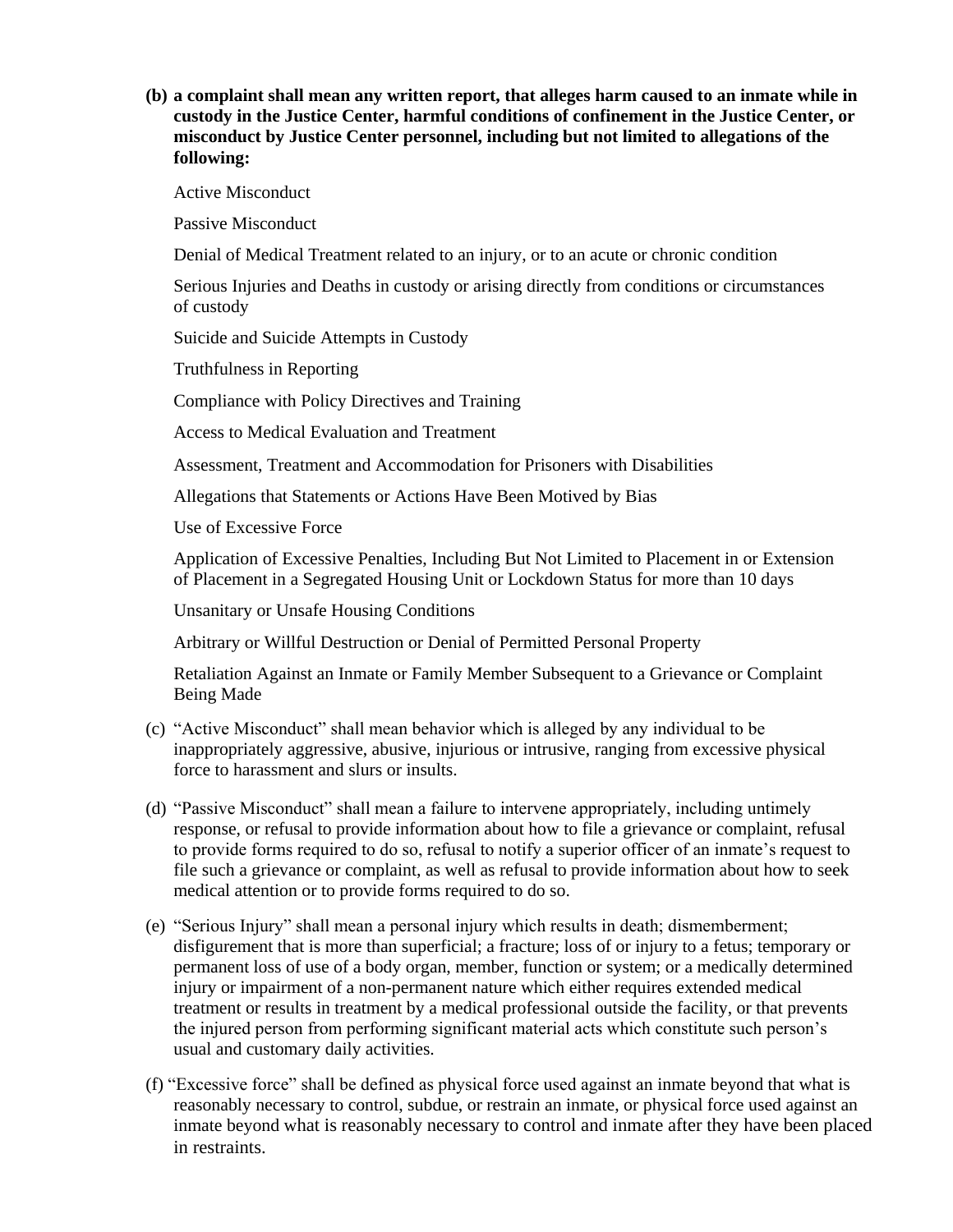**(b) a complaint shall mean any written report, that alleges harm caused to an inmate while in custody in the Justice Center, harmful conditions of confinement in the Justice Center, or misconduct by Justice Center personnel, including but not limited to allegations of the following:**

Active Misconduct

Passive Misconduct

Denial of Medical Treatment related to an injury, or to an acute or chronic condition

Serious Injuries and Deaths in custody or arising directly from conditions or circumstances of custody

Suicide and Suicide Attempts in Custody

Truthfulness in Reporting

Compliance with Policy Directives and Training

Access to Medical Evaluation and Treatment

Assessment, Treatment and Accommodation for Prisoners with Disabilities

Allegations that Statements or Actions Have Been Motived by Bias

Use of Excessive Force

Application of Excessive Penalties, Including But Not Limited to Placement in or Extension of Placement in a Segregated Housing Unit or Lockdown Status for more than 10 days

Unsanitary or Unsafe Housing Conditions

Arbitrary or Willful Destruction or Denial of Permitted Personal Property

Retaliation Against an Inmate or Family Member Subsequent to a Grievance or Complaint Being Made

(c) "Active Misconduct" shall mean behavior which is alleged by any individual to be inappropriately aggressive, abusive, injurious or intrusive, ranging from excessive physical force to harassment and slurs or insults.

(d) "Passive Misconduct" shall mean a failure to intervene appropriately, including untimely response, or refusal to provide information about how to file a grievance or complaint, refusal to provide forms required to do so, refusal to notify a superior officer of an inmate's request to file such a grievance or complaint, as well as refusal to provide information about how to seek medical attention or to provide forms required to do so.

(e) "Serious Injury" shall mean a personal injury which results in death; dismemberment; disfigurement that is more than superficial; a fracture; loss of or injury to a fetus; temporary or permanent loss of use of a body organ, member, function or system; or a medically determined injury or impairment of a non-permanent nature which either requires extended medical treatment or results in treatment by a medical professional outside the facility, or that prevents the injured person from performing significant material acts which constitute such person's usual and customary daily activities.

(f) "Excessive force" shall be defined as physical force used against an inmate beyond that what is reasonably necessary to control, subdue, or restrain an inmate, or physical force used against an inmate beyond what is reasonably necessary to control and inmate after they have been placed in restraints.